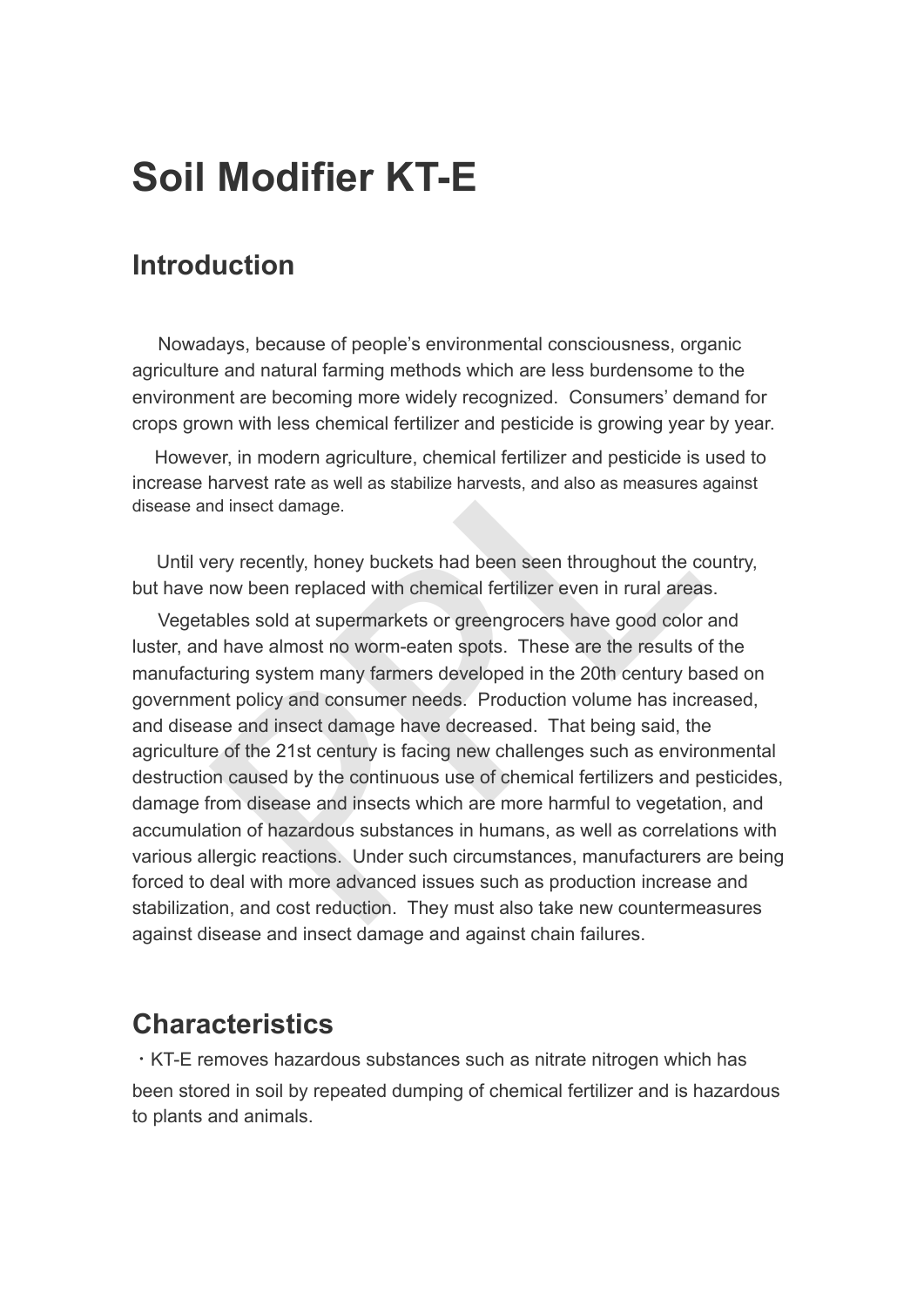# Soil Modifier KT-E

## Introduction

Nowadays, because of people's environmental consciousness, organic agriculture and natural farming methods which are less burdensome to the environment are becoming more widely recognized. Consumers' demand for crops grown with less chemical fertilizer and pesticide is growing year by year.

However, in modern agriculture, chemical fertilizer and pesticide is used to increase harvest rate as well as stabilize harvests, and also as measures against disease and insect damage.

Until very recently, honey buckets had been seen throughout the country, but have now been replaced with chemical fertilizer even in rural areas.

Vegetables sold at supermarkets or greengrocers have good color and luster, and have almost no worm-eaten spots. These are the results of the manufacturing system many farmers developed in the 20th century based on government policy and consumer needs. Production volume has increased, and disease and insect damage have decreased. That being said, the agriculture of the 21st century is facing new challenges such as environmental destruction caused by the continuous use of chemical fertilizers and pesticides, damage from disease and insects which are more harmful to vegetation, and accumulation of hazardous substances in humans, as well as correlations with various allergic reactions. Under such circumstances, manufacturers are being forced to deal with more advanced issues such as production increase and stabilization, and cost reduction. They must also take new countermeasures against disease and insect damage and against chain failures.

## Characteristics

・KT-E removes hazardous substances such as nitrate nitrogen which has been stored in soil by repeated dumping of chemical fertilizer and is hazardous to plants and animals.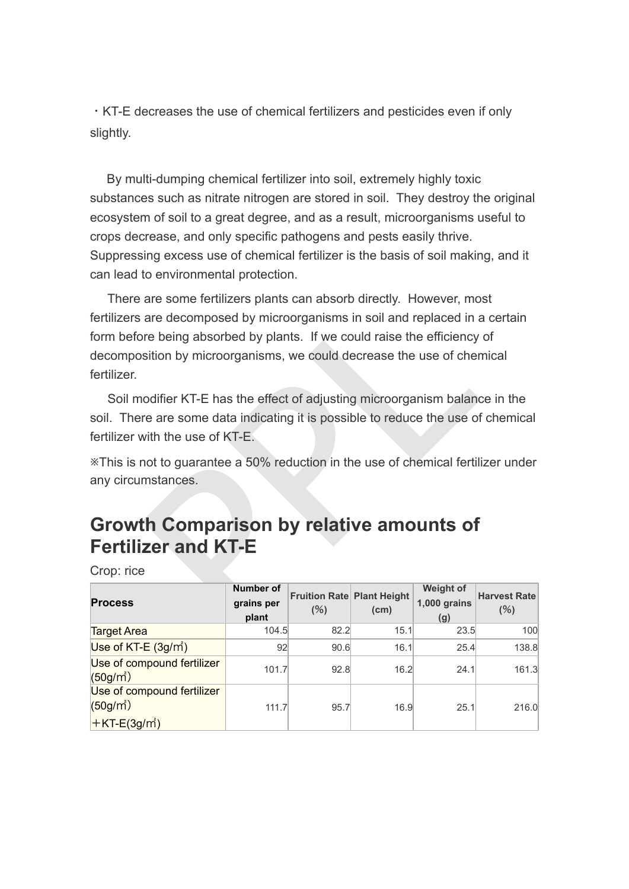・KT-E decreases the use of chemical fertilizers and pesticides even if only slightly.

By multi-dumping chemical fertilizer into soil, extremely highly toxic substances such as nitrate nitrogen are stored in soil. They destroy the original ecosystem of soil to a great degree, and as a result, microorganisms useful to crops decrease, and only specific pathogens and pests easily thrive. Suppressing excess use of chemical fertilizer is the basis of soil making, and it can lead to environmental protection.

There are some fertilizers plants can absorb directly. However, most fertilizers are decomposed by microorganisms in soil and replaced in a certain form before being absorbed by plants. If we could raise the efficiency of decomposition by microorganisms, we could decrease the use of chemical fertilizer.

Soil modifier KT-E has the effect of adjusting microorganism balance in the soil. There are some data indicating it is possible to reduce the use of chemical fertilizer with the use of KT-E.

※This is not to guarantee a 50% reduction in the use of chemical fertilizer under any circumstances.

## Growth Comparison by relative amounts of Fertilizer and KT-E

Crop: rice

| Process | Number of grains per plant | Fruition Rate (%) | Plant Height (cm) | Weight of 1,000 grains (g) | Harvest Rate (%) |
|---|---|---|---|---|---|
| Target Area | 104.5 | 82.2 | 15.1 | 23.5 | 100 |
| Use of KT-E (3g/㎡) | 92 | 90.6 | 16.1 | 25.4 | 138.8 |
| Use of compound fertilizer (50g/㎡) | 101.7 | 92.8 | 16.2 | 24.1 | 161.3 |
| Use of compound fertilizer (50g/㎡) ＋KT-E(3g/㎡) | 111.7 | 95.7 | 16.9 | 25.1 | 216.0 |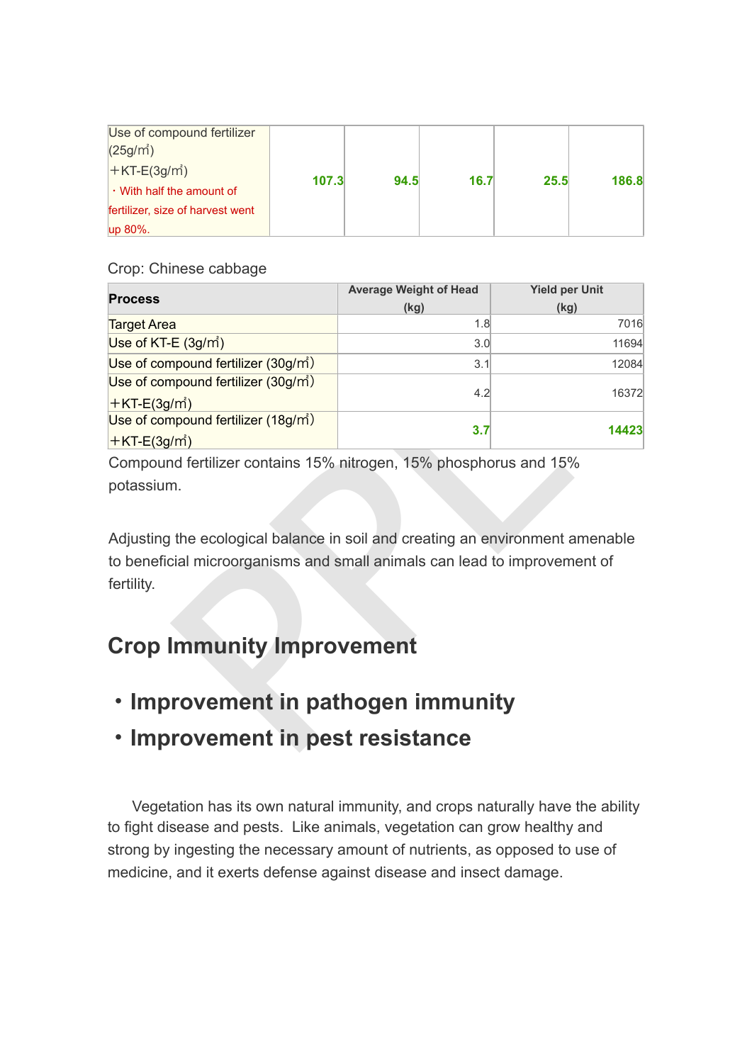| Use of compound fertilizer (25g/㎡) +KT-E(3g/㎡) ・With half the amount of fertilizer, size of harvest went up 80%. | **107.3** | **94.5** | **16.7** | **25.5** | **186.8** |
|---|---|---|---|---|---|

Crop: Chinese cabbage

| Process | Average Weight of Head (kg) | Yield per Unit (kg) |
|---|---|---|
| Target Area | 1.8 | 7016 |
| Use of KT-E (3g/㎡) | 3.0 | 11694 |
| Use of compound fertilizer (30g/㎡) | 3.1 | 12084 |
| Use of compound fertilizer (30g/㎡) +KT-E(3g/㎡) | 4.2 | 16372 |
| Use of compound fertilizer (18g/㎡) +KT-E(3g/㎡) | **3.7** | **14423** |

Compound fertilizer contains 15% nitrogen, 15% phosphorus and 15% potassium.

Adjusting the ecological balance in soil and creating an environment amenable to beneficial microorganisms and small animals can lead to improvement of fertility.

## Crop Immunity Improvement

- **Improvement in pathogen immunity**
- **Improvement in pest resistance**

Vegetation has its own natural immunity, and crops naturally have the ability to fight disease and pests. Like animals, vegetation can grow healthy and strong by ingesting the necessary amount of nutrients, as opposed to use of medicine, and it exerts defense against disease and insect damage.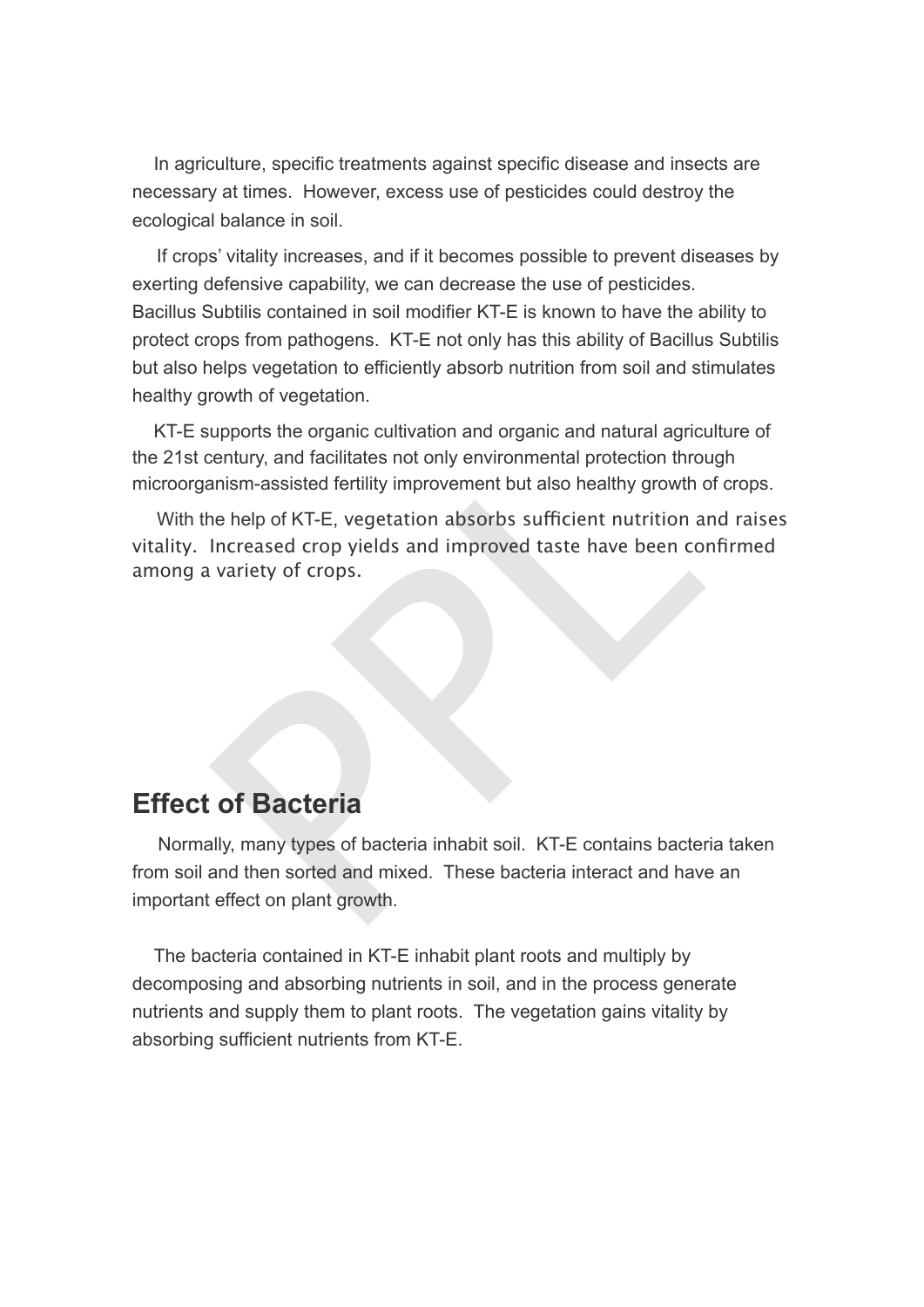In agriculture, specific treatments against specific disease and insects are necessary at times. However, excess use of pesticides could destroy the ecological balance in soil.

If crops' vitality increases, and if it becomes possible to prevent diseases by exerting defensive capability, we can decrease the use of pesticides. Bacillus Subtilis contained in soil modifier KT-E is known to have the ability to protect crops from pathogens. KT-E not only has this ability of Bacillus Subtilis but also helps vegetation to efficiently absorb nutrition from soil and stimulates healthy growth of vegetation.

KT-E supports the organic cultivation and organic and natural agriculture of the 21st century, and facilitates not only environmental protection through microorganism-assisted fertility improvement but also healthy growth of crops.

With the help of KT-E, vegetation absorbs sufficient nutrition and raises vitality. Increased crop yields and improved taste have been confirmed among a variety of crops.

## Effect of Bacteria

Normally, many types of bacteria inhabit soil. KT-E contains bacteria taken from soil and then sorted and mixed. These bacteria interact and have an important effect on plant growth.

The bacteria contained in KT-E inhabit plant roots and multiply by decomposing and absorbing nutrients in soil, and in the process generate nutrients and supply them to plant roots. The vegetation gains vitality by absorbing sufficient nutrients from KT-E.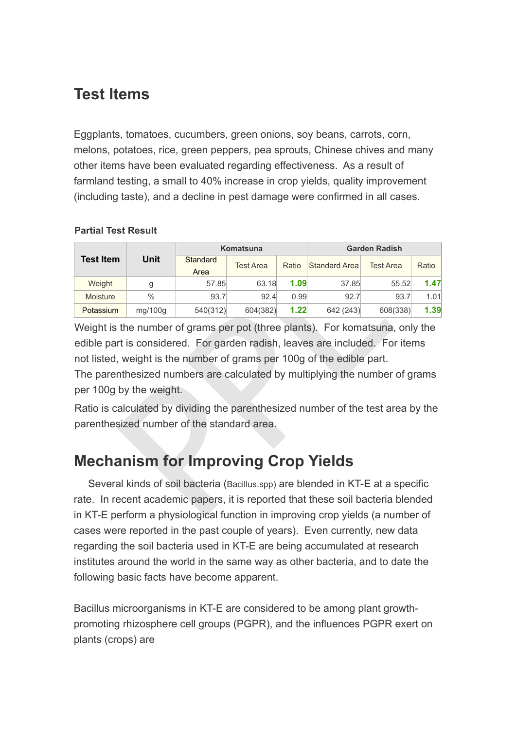## Test Items

Eggplants, tomatoes, cucumbers, green onions, soy beans, carrots, corn, melons, potatoes, rice, green peppers, pea sprouts, Chinese chives and many other items have been evaluated regarding effectiveness. As a result of farmland testing, a small to 40% increase in crop yields, quality improvement (including taste), and a decline in pest damage were confirmed in all cases.

**Partial Test Result**

| Test Item | Unit | Komatsuna | | | Garden Radish | | |
|---|---|---|---|---|---|---|---|
| | | Standard Area | Test Area | Ratio | Standard Area | Test Area | Ratio |
| Weight | g | 57.85 | 63.18 | **1.09** | 37.85 | 55.52 | **1.47** |
| Moisture | % | 93.7 | 92.4 | 0.99 | 92.7 | 93.7 | 1.01 |
| Potassium | mg/100g | 540(312) | 604(382) | **1.22** | 642 (243) | 608(338) | **1.39** |

Weight is the number of grams per pot (three plants). For komatsuna, only the edible part is considered. For garden radish, leaves are included. For items not listed, weight is the number of grams per 100g of the edible part.
The parenthesized numbers are calculated by multiplying the number of grams per 100g by the weight.

Ratio is calculated by dividing the parenthesized number of the test area by the parenthesized number of the standard area.

## Mechanism for Improving Crop Yields

Several kinds of soil bacteria (Bacillus.spp) are blended in KT-E at a specific rate. In recent academic papers, it is reported that these soil bacteria blended in KT-E perform a physiological function in improving crop yields (a number of cases were reported in the past couple of years). Even currently, new data regarding the soil bacteria used in KT-E are being accumulated at research institutes around the world in the same way as other bacteria, and to date the following basic facts have become apparent.

Bacillus microorganisms in KT-E are considered to be among plant growth-promoting rhizosphere cell groups (PGPR), and the influences PGPR exert on plants (crops) are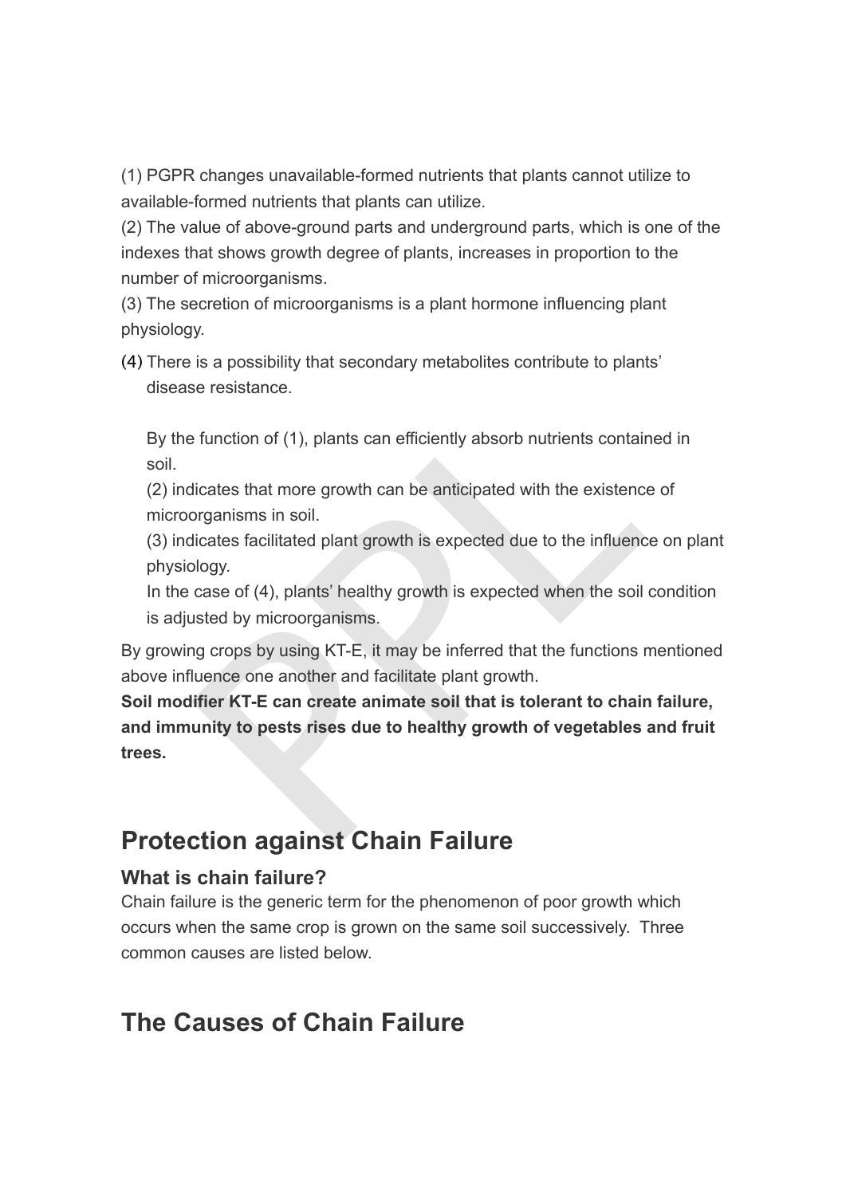(1) PGPR changes unavailable-formed nutrients that plants cannot utilize to available-formed nutrients that plants can utilize.
(2) The value of above-ground parts and underground parts, which is one of the indexes that shows growth degree of plants, increases in proportion to the number of microorganisms.
(3) The secretion of microorganisms is a plant hormone influencing plant physiology.
(4) There is a possibility that secondary metabolites contribute to plants' disease resistance.

By the function of (1), plants can efficiently absorb nutrients contained in soil.
(2) indicates that more growth can be anticipated with the existence of microorganisms in soil.
(3) indicates facilitated plant growth is expected due to the influence on plant physiology.
In the case of (4), plants' healthy growth is expected when the soil condition is adjusted by microorganisms.

By growing crops by using KT-E, it may be inferred that the functions mentioned above influence one another and facilitate plant growth.
**Soil modifier KT-E can create animate soil that is tolerant to chain failure, and immunity to pests rises due to healthy growth of vegetables and fruit trees.**

## Protection against Chain Failure

### What is chain failure?

Chain failure is the generic term for the phenomenon of poor growth which occurs when the same crop is grown on the same soil successively. Three common causes are listed below.

## The Causes of Chain Failure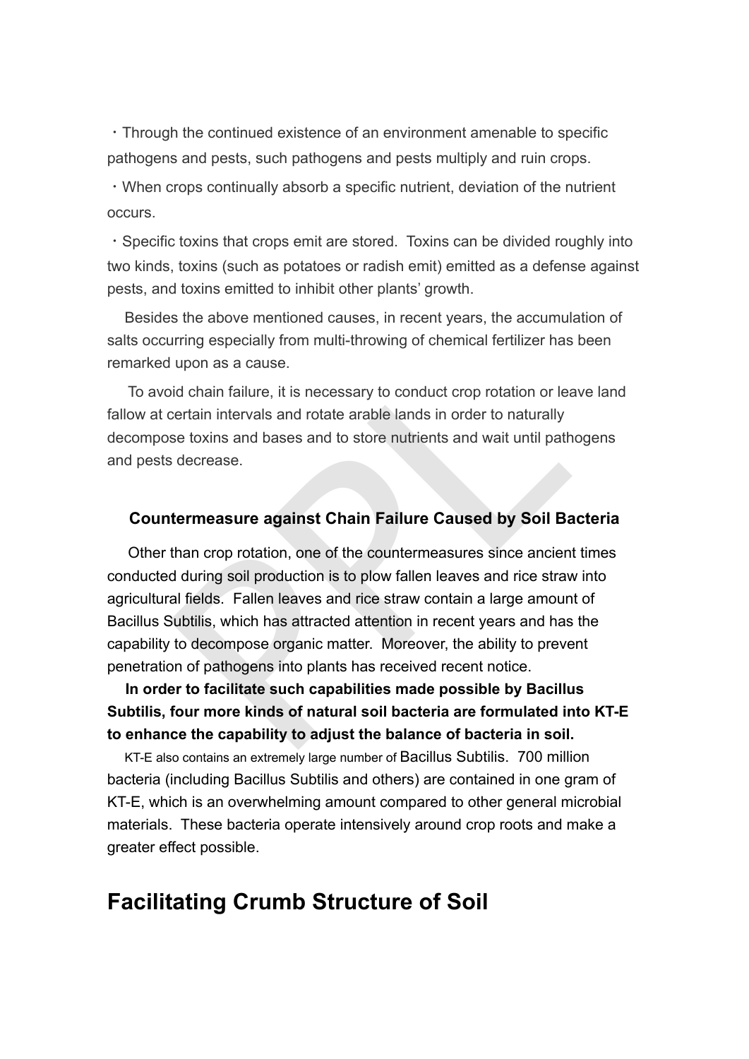・Through the continued existence of an environment amenable to specific pathogens and pests, such pathogens and pests multiply and ruin crops.

・When crops continually absorb a specific nutrient, deviation of the nutrient occurs.

・Specific toxins that crops emit are stored. Toxins can be divided roughly into two kinds, toxins (such as potatoes or radish emit) emitted as a defense against pests, and toxins emitted to inhibit other plants' growth.

Besides the above mentioned causes, in recent years, the accumulation of salts occurring especially from multi-throwing of chemical fertilizer has been remarked upon as a cause.

To avoid chain failure, it is necessary to conduct crop rotation or leave land fallow at certain intervals and rotate arable lands in order to naturally decompose toxins and bases and to store nutrients and wait until pathogens and pests decrease.

### Countermeasure against Chain Failure Caused by Soil Bacteria

Other than crop rotation, one of the countermeasures since ancient times conducted during soil production is to plow fallen leaves and rice straw into agricultural fields. Fallen leaves and rice straw contain a large amount of Bacillus Subtilis, which has attracted attention in recent years and has the capability to decompose organic matter. Moreover, the ability to prevent penetration of pathogens into plants has received recent notice.

**In order to facilitate such capabilities made possible by Bacillus Subtilis, four more kinds of natural soil bacteria are formulated into KT-E to enhance the capability to adjust the balance of bacteria in soil.**

KT-E also contains an extremely large number of Bacillus Subtilis. 700 million bacteria (including Bacillus Subtilis and others) are contained in one gram of KT-E, which is an overwhelming amount compared to other general microbial materials. These bacteria operate intensively around crop roots and make a greater effect possible.

## Facilitating Crumb Structure of Soil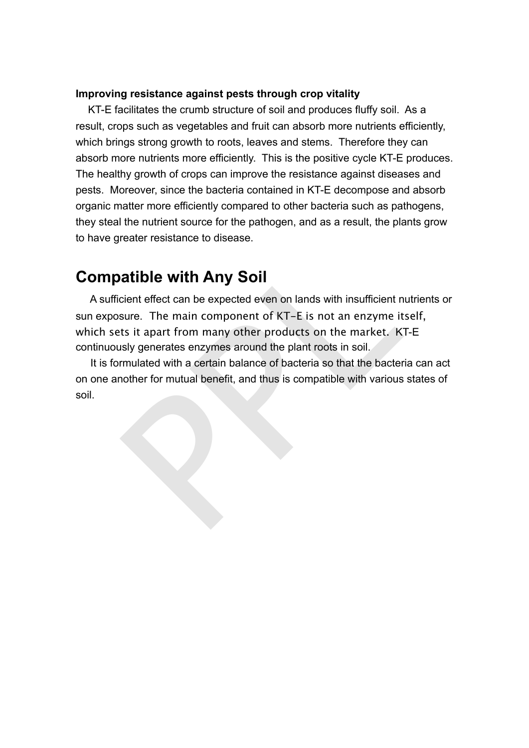**Improving resistance against pests through crop vitality**

KT-E facilitates the crumb structure of soil and produces fluffy soil. As a result, crops such as vegetables and fruit can absorb more nutrients efficiently, which brings strong growth to roots, leaves and stems. Therefore they can absorb more nutrients more efficiently. This is the positive cycle KT-E produces. The healthy growth of crops can improve the resistance against diseases and pests. Moreover, since the bacteria contained in KT-E decompose and absorb organic matter more efficiently compared to other bacteria such as pathogens, they steal the nutrient source for the pathogen, and as a result, the plants grow to have greater resistance to disease.

## Compatible with Any Soil

A sufficient effect can be expected even on lands with insufficient nutrients or sun exposure. The main component of KT-E is not an enzyme itself, which sets it apart from many other products on the market. KT-E continuously generates enzymes around the plant roots in soil.

It is formulated with a certain balance of bacteria so that the bacteria can act on one another for mutual benefit, and thus is compatible with various states of soil.